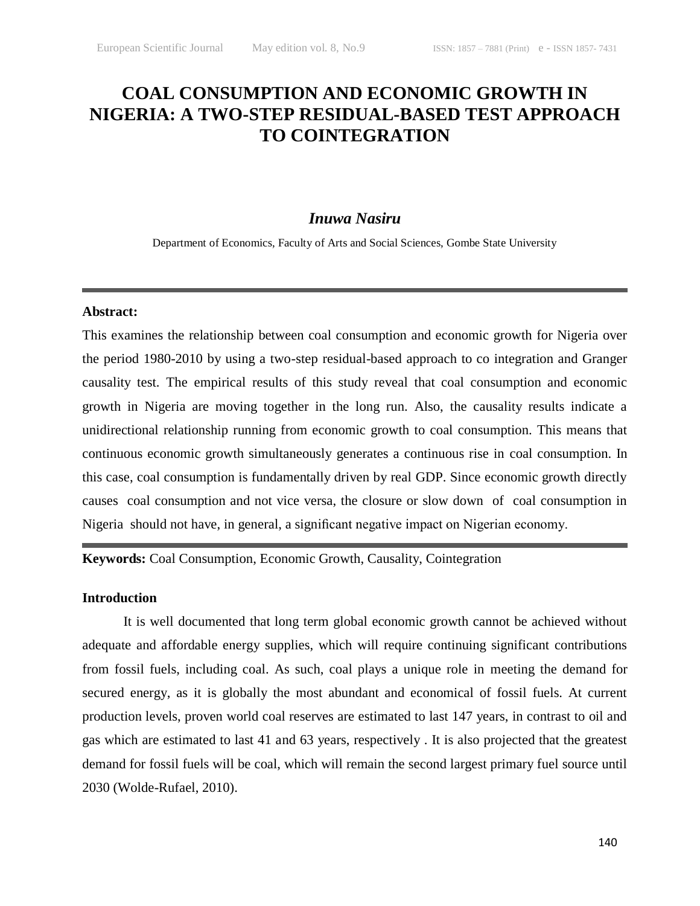# COAL CONSUMPTION AND ECONOMIC GROWTH IN NIGERIA: A TWO-STEP RESIDUAL-BASED TEST APPROACH TO COINTEGRATION

***Inuwa Nasiru***

Department of Economics, Faculty of Arts and Social Sciences, Gombe State University

---

**Abstract:**

This examines the relationship between coal consumption and economic growth for Nigeria over the period 1980-2010 by using a two-step residual-based approach to co integration and Granger causality test. The empirical results of this study reveal that coal consumption and economic growth in Nigeria are moving together in the long run. Also, the causality results indicate a unidirectional relationship running from economic growth to coal consumption. This means that continuous economic growth simultaneously generates a continuous rise in coal consumption. In this case, coal consumption is fundamentally driven by real GDP. Since economic growth directly causes coal consumption and not vice versa, the closure or slow down of coal consumption in Nigeria should not have, in general, a significant negative impact on Nigerian economy.

---

**Keywords:** Coal Consumption, Economic Growth, Causality, Cointegration

## Introduction

It is well documented that long term global economic growth cannot be achieved without adequate and affordable energy supplies, which will require continuing significant contributions from fossil fuels, including coal. As such, coal plays a unique role in meeting the demand for secured energy, as it is globally the most abundant and economical of fossil fuels. At current production levels, proven world coal reserves are estimated to last 147 years, in contrast to oil and gas which are estimated to last 41 and 63 years, respectively . It is also projected that the greatest demand for fossil fuels will be coal, which will remain the second largest primary fuel source until 2030 (Wolde-Rufael, 2010).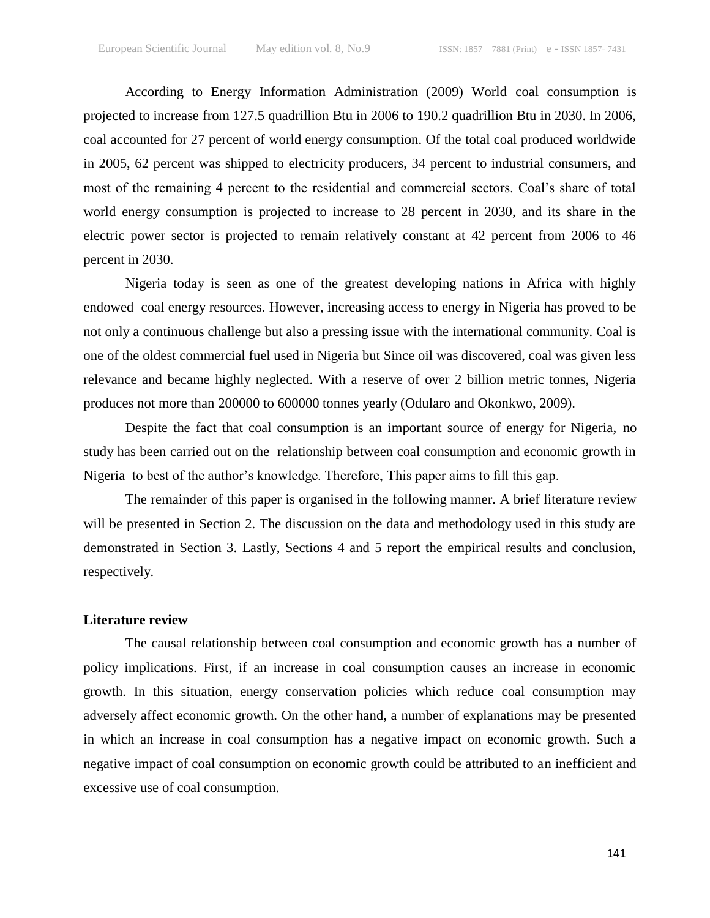According to Energy Information Administration (2009) World coal consumption is projected to increase from 127.5 quadrillion Btu in 2006 to 190.2 quadrillion Btu in 2030. In 2006, coal accounted for 27 percent of world energy consumption. Of the total coal produced worldwide in 2005, 62 percent was shipped to electricity producers, 34 percent to industrial consumers, and most of the remaining 4 percent to the residential and commercial sectors. Coal's share of total world energy consumption is projected to increase to 28 percent in 2030, and its share in the electric power sector is projected to remain relatively constant at 42 percent from 2006 to 46 percent in 2030.

Nigeria today is seen as one of the greatest developing nations in Africa with highly endowed coal energy resources. However, increasing access to energy in Nigeria has proved to be not only a continuous challenge but also a pressing issue with the international community. Coal is one of the oldest commercial fuel used in Nigeria but Since oil was discovered, coal was given less relevance and became highly neglected. With a reserve of over 2 billion metric tonnes, Nigeria produces not more than 200000 to 600000 tonnes yearly (Odularo and Okonkwo, 2009).

Despite the fact that coal consumption is an important source of energy for Nigeria, no study has been carried out on the relationship between coal consumption and economic growth in Nigeria to best of the author's knowledge. Therefore, This paper aims to fill this gap.

The remainder of this paper is organised in the following manner. A brief literature review will be presented in Section 2. The discussion on the data and methodology used in this study are demonstrated in Section 3. Lastly, Sections 4 and 5 report the empirical results and conclusion, respectively.

## Literature review

The causal relationship between coal consumption and economic growth has a number of policy implications. First, if an increase in coal consumption causes an increase in economic growth. In this situation, energy conservation policies which reduce coal consumption may adversely affect economic growth. On the other hand, a number of explanations may be presented in which an increase in coal consumption has a negative impact on economic growth. Such a negative impact of coal consumption on economic growth could be attributed to an inefficient and excessive use of coal consumption.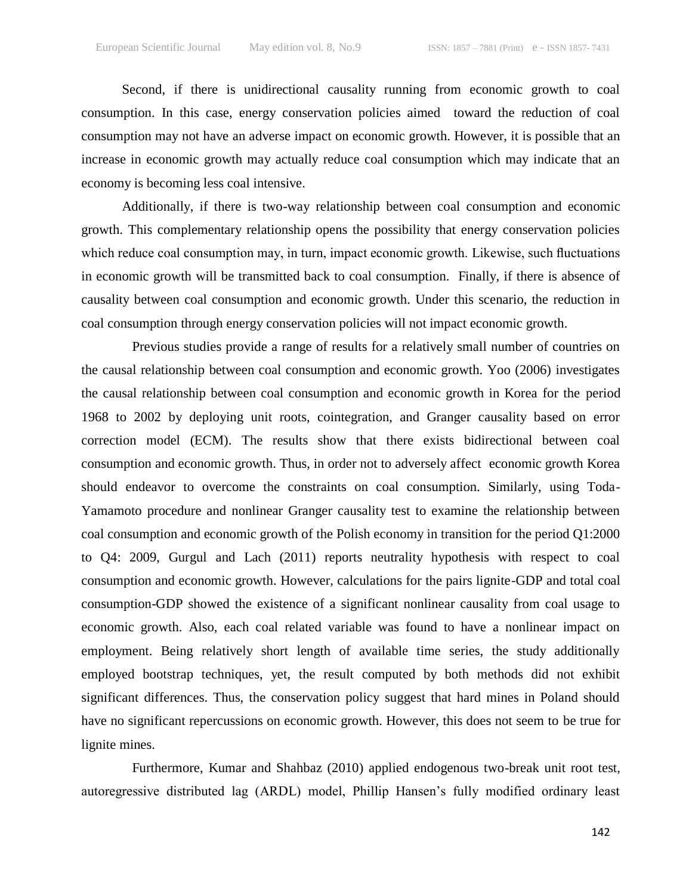Second, if there is unidirectional causality running from economic growth to coal consumption. In this case, energy conservation policies aimed toward the reduction of coal consumption may not have an adverse impact on economic growth. However, it is possible that an increase in economic growth may actually reduce coal consumption which may indicate that an economy is becoming less coal intensive.

Additionally, if there is two-way relationship between coal consumption and economic growth. This complementary relationship opens the possibility that energy conservation policies which reduce coal consumption may, in turn, impact economic growth. Likewise, such fluctuations in economic growth will be transmitted back to coal consumption. Finally, if there is absence of causality between coal consumption and economic growth. Under this scenario, the reduction in coal consumption through energy conservation policies will not impact economic growth.

Previous studies provide a range of results for a relatively small number of countries on the causal relationship between coal consumption and economic growth. Yoo (2006) investigates the causal relationship between coal consumption and economic growth in Korea for the period 1968 to 2002 by deploying unit roots, cointegration, and Granger causality based on error correction model (ECM). The results show that there exists bidirectional between coal consumption and economic growth. Thus, in order not to adversely affect economic growth Korea should endeavor to overcome the constraints on coal consumption. Similarly, using Toda-Yamamoto procedure and nonlinear Granger causality test to examine the relationship between coal consumption and economic growth of the Polish economy in transition for the period Q1:2000 to Q4: 2009, Gurgul and Lach (2011) reports neutrality hypothesis with respect to coal consumption and economic growth. However, calculations for the pairs lignite-GDP and total coal consumption-GDP showed the existence of a significant nonlinear causality from coal usage to economic growth. Also, each coal related variable was found to have a nonlinear impact on employment. Being relatively short length of available time series, the study additionally employed bootstrap techniques, yet, the result computed by both methods did not exhibit significant differences. Thus, the conservation policy suggest that hard mines in Poland should have no significant repercussions on economic growth. However, this does not seem to be true for lignite mines.

Furthermore, Kumar and Shahbaz (2010) applied endogenous two-break unit root test, autoregressive distributed lag (ARDL) model, Phillip Hansen's fully modified ordinary least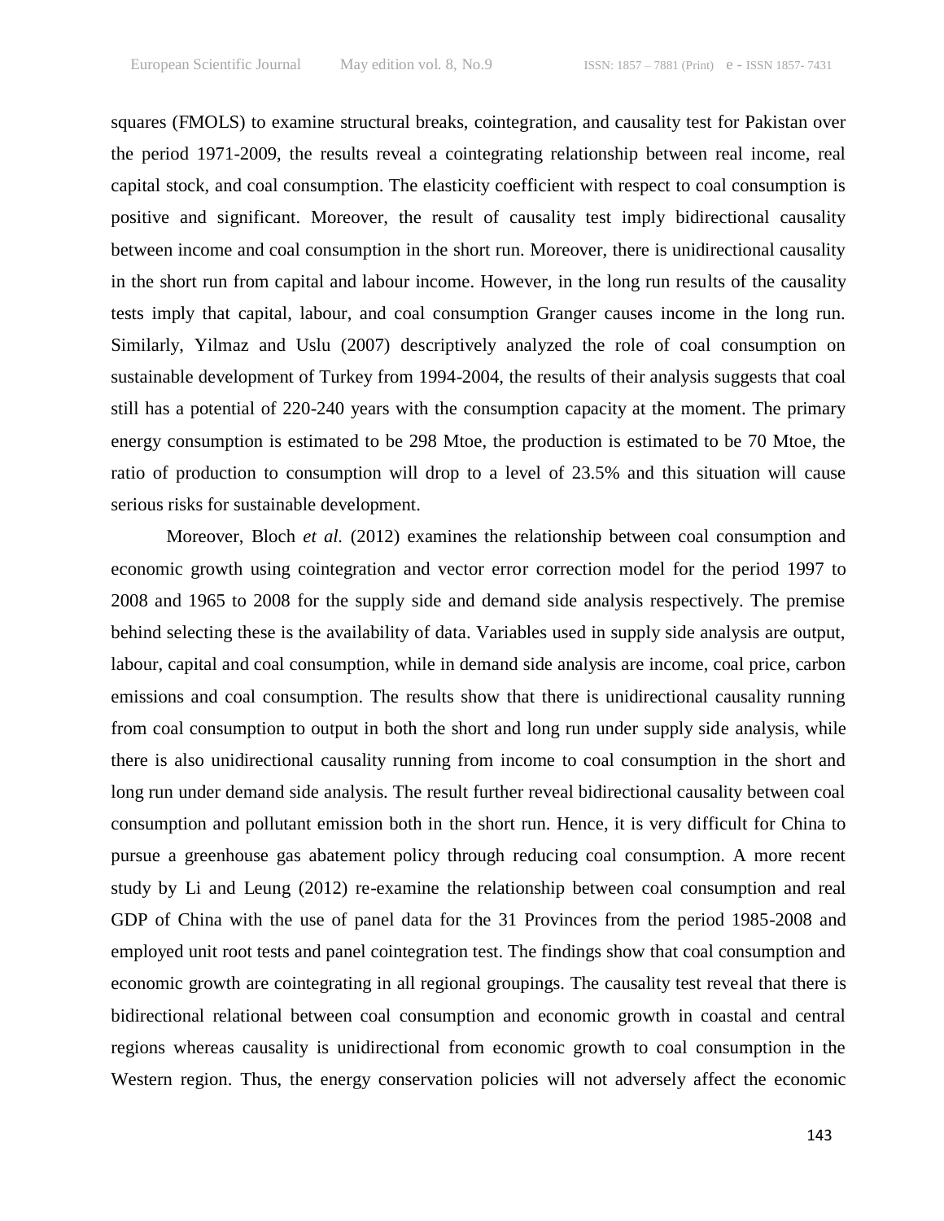squares (FMOLS) to examine structural breaks, cointegration, and causality test for Pakistan over the period 1971-2009, the results reveal a cointegrating relationship between real income, real capital stock, and coal consumption. The elasticity coefficient with respect to coal consumption is positive and significant. Moreover, the result of causality test imply bidirectional causality between income and coal consumption in the short run. Moreover, there is unidirectional causality in the short run from capital and labour income. However, in the long run results of the causality tests imply that capital, labour, and coal consumption Granger causes income in the long run. Similarly, Yilmaz and Uslu (2007) descriptively analyzed the role of coal consumption on sustainable development of Turkey from 1994-2004, the results of their analysis suggests that coal still has a potential of 220-240 years with the consumption capacity at the moment. The primary energy consumption is estimated to be 298 Mtoe, the production is estimated to be 70 Mtoe, the ratio of production to consumption will drop to a level of 23.5% and this situation will cause serious risks for sustainable development.

Moreover, Bloch *et al.* (2012) examines the relationship between coal consumption and economic growth using cointegration and vector error correction model for the period 1997 to 2008 and 1965 to 2008 for the supply side and demand side analysis respectively. The premise behind selecting these is the availability of data. Variables used in supply side analysis are output, labour, capital and coal consumption, while in demand side analysis are income, coal price, carbon emissions and coal consumption. The results show that there is unidirectional causality running from coal consumption to output in both the short and long run under supply side analysis, while there is also unidirectional causality running from income to coal consumption in the short and long run under demand side analysis. The result further reveal bidirectional causality between coal consumption and pollutant emission both in the short run. Hence, it is very difficult for China to pursue a greenhouse gas abatement policy through reducing coal consumption. A more recent study by Li and Leung (2012) re-examine the relationship between coal consumption and real GDP of China with the use of panel data for the 31 Provinces from the period 1985-2008 and employed unit root tests and panel cointegration test. The findings show that coal consumption and economic growth are cointegrating in all regional groupings. The causality test reveal that there is bidirectional relational between coal consumption and economic growth in coastal and central regions whereas causality is unidirectional from economic growth to coal consumption in the Western region. Thus, the energy conservation policies will not adversely affect the economic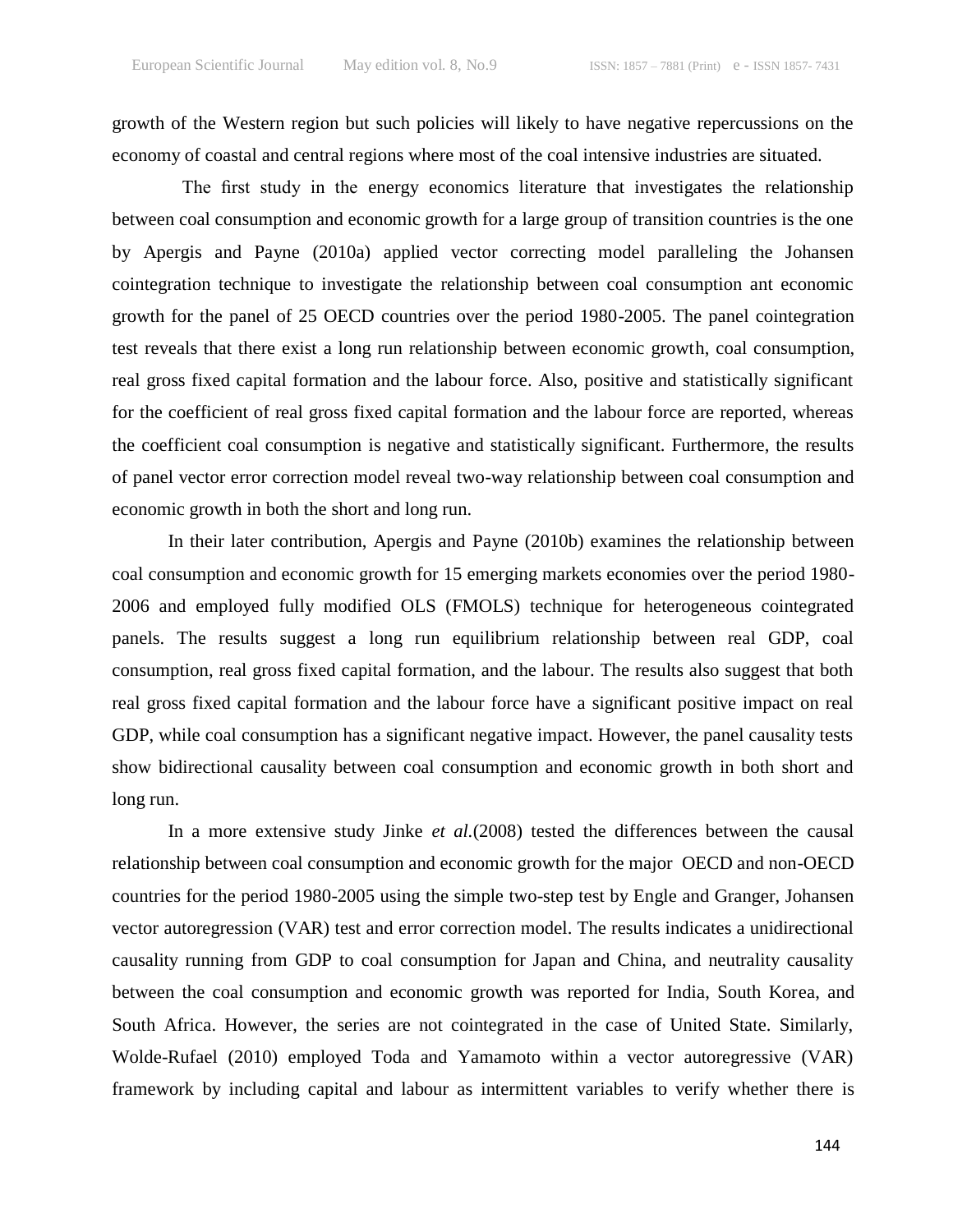growth of the Western region but such policies will likely to have negative repercussions on the economy of coastal and central regions where most of the coal intensive industries are situated.

The first study in the energy economics literature that investigates the relationship between coal consumption and economic growth for a large group of transition countries is the one by Apergis and Payne (2010a) applied vector correcting model paralleling the Johansen cointegration technique to investigate the relationship between coal consumption ant economic growth for the panel of 25 OECD countries over the period 1980-2005. The panel cointegration test reveals that there exist a long run relationship between economic growth, coal consumption, real gross fixed capital formation and the labour force. Also, positive and statistically significant for the coefficient of real gross fixed capital formation and the labour force are reported, whereas the coefficient coal consumption is negative and statistically significant. Furthermore, the results of panel vector error correction model reveal two-way relationship between coal consumption and economic growth in both the short and long run.

In their later contribution, Apergis and Payne (2010b) examines the relationship between coal consumption and economic growth for 15 emerging markets economies over the period 1980-2006 and employed fully modified OLS (FMOLS) technique for heterogeneous cointegrated panels. The results suggest a long run equilibrium relationship between real GDP, coal consumption, real gross fixed capital formation, and the labour. The results also suggest that both real gross fixed capital formation and the labour force have a significant positive impact on real GDP, while coal consumption has a significant negative impact. However, the panel causality tests show bidirectional causality between coal consumption and economic growth in both short and long run.

In a more extensive study Jinke *et al.*(2008) tested the differences between the causal relationship between coal consumption and economic growth for the major OECD and non-OECD countries for the period 1980-2005 using the simple two-step test by Engle and Granger, Johansen vector autoregression (VAR) test and error correction model. The results indicates a unidirectional causality running from GDP to coal consumption for Japan and China, and neutrality causality between the coal consumption and economic growth was reported for India, South Korea, and South Africa. However, the series are not cointegrated in the case of United State. Similarly, Wolde-Rufael (2010) employed Toda and Yamamoto within a vector autoregressive (VAR) framework by including capital and labour as intermittent variables to verify whether there is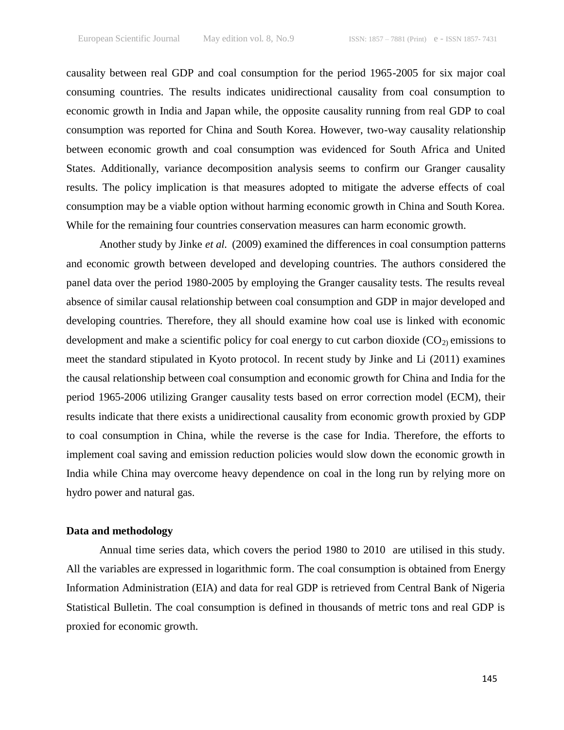causality between real GDP and coal consumption for the period 1965-2005 for six major coal consuming countries. The results indicates unidirectional causality from coal consumption to economic growth in India and Japan while, the opposite causality running from real GDP to coal consumption was reported for China and South Korea. However, two-way causality relationship between economic growth and coal consumption was evidenced for South Africa and United States. Additionally, variance decomposition analysis seems to confirm our Granger causality results. The policy implication is that measures adopted to mitigate the adverse effects of coal consumption may be a viable option without harming economic growth in China and South Korea. While for the remaining four countries conservation measures can harm economic growth.

Another study by Jinke *et al.* (2009) examined the differences in coal consumption patterns and economic growth between developed and developing countries. The authors considered the panel data over the period 1980-2005 by employing the Granger causality tests. The results reveal absence of similar causal relationship between coal consumption and GDP in major developed and developing countries. Therefore, they all should examine how coal use is linked with economic development and make a scientific policy for coal energy to cut carbon dioxide ($CO_{2)}$ emissions to meet the standard stipulated in Kyoto protocol. In recent study by Jinke and Li (2011) examines the causal relationship between coal consumption and economic growth for China and India for the period 1965-2006 utilizing Granger causality tests based on error correction model (ECM), their results indicate that there exists a unidirectional causality from economic growth proxied by GDP to coal consumption in China, while the reverse is the case for India. Therefore, the efforts to implement coal saving and emission reduction policies would slow down the economic growth in India while China may overcome heavy dependence on coal in the long run by relying more on hydro power and natural gas.

**Data and methodology**

Annual time series data, which covers the period 1980 to 2010 are utilised in this study. All the variables are expressed in logarithmic form. The coal consumption is obtained from Energy Information Administration (EIA) and data for real GDP is retrieved from Central Bank of Nigeria Statistical Bulletin. The coal consumption is defined in thousands of metric tons and real GDP is proxied for economic growth.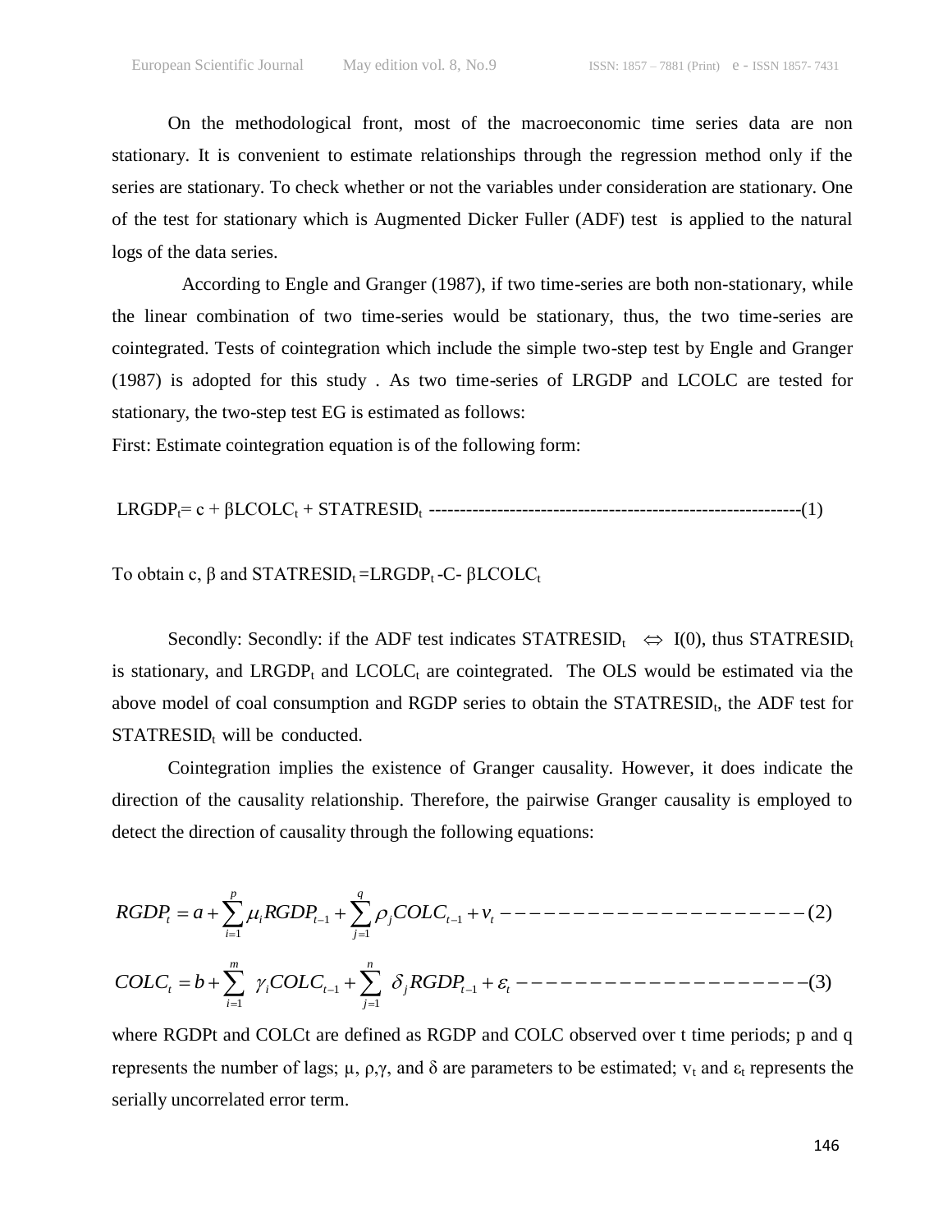On the methodological front, most of the macroeconomic time series data are non stationary. It is convenient to estimate relationships through the regression method only if the series are stationary. To check whether or not the variables under consideration are stationary. One of the test for stationary which is Augmented Dicker Fuller (ADF) test is applied to the natural logs of the data series.

According to Engle and Granger (1987), if two time-series are both non-stationary, while the linear combination of two time-series would be stationary, thus, the two time-series are cointegrated. Tests of cointegration which include the simple two-step test by Engle and Granger (1987) is adopted for this study . As two time-series of LRGDP and LCOLC are tested for stationary, the two-step test EG is estimated as follows:

First: Estimate cointegration equation is of the following form:

$$LRGDP_t = c + \beta LCOLC_t + STATRESID_t \text{ ------------------------------------------------------------(1)}$$

To obtain c, β and $STATRESID_t = LRGDP_t - C - \beta LCOLC_t$

Secondly: Secondly: if the ADF test indicates $STATRESID_t \Leftrightarrow I(0)$, thus $STATRESID_t$ is stationary, and $LRGDP_t$ and $LCOLC_t$ are cointegrated. The OLS would be estimated via the above model of coal consumption and RGDP series to obtain the $STATRESID_t$, the ADF test for $STATRESID_t$ will be conducted.

Cointegration implies the existence of Granger causality. However, it does indicate the direction of the causality relationship. Therefore, the pairwise Granger causality is employed to detect the direction of causality through the following equations:

$$RGDP_t = a + \sum_{i=1}^{p} \mu_i RGDP_{t-1} + \sum_{j=1}^{q} \rho_j COLC_{t-1} + v_t \text{ ---------------------(2)}$$

$$COLC_t = b + \sum_{i=1}^{m} \gamma_i COLC_{t-1} + \sum_{j=1}^{n} \delta_j RGDP_{t-1} + \varepsilon_t \text{ --------------------(3)}$$

where RGDPt and COLCt are defined as RGDP and COLC observed over t time periods; p and q represents the number of lags; μ, ρ,γ, and δ are parameters to be estimated; $v_t$ and $\varepsilon_t$ represents the serially uncorrelated error term.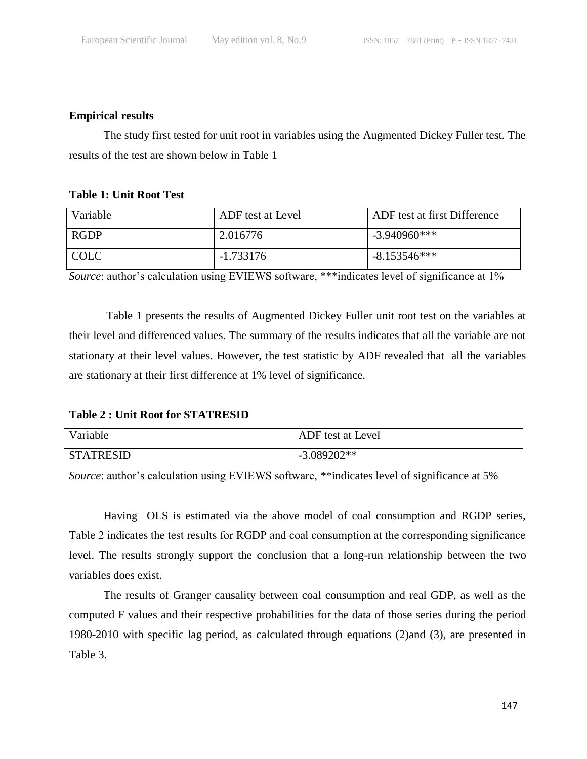**Empirical results**

The study first tested for unit root in variables using the Augmented Dickey Fuller test. The results of the test are shown below in Table 1

**Table 1: Unit Root Test**

| Variable | ADF test at Level | ADF test at first Difference |
|---|---|---|
| RGDP | 2.016776 | -3.940960*** |
| COLC | -1.733176 | -8.153546*** |

*Source*: author's calculation using EVIEWS software, ***indicates level of significance at 1%

Table 1 presents the results of Augmented Dickey Fuller unit root test on the variables at their level and differenced values. The summary of the results indicates that all the variable are not stationary at their level values. However, the test statistic by ADF revealed that all the variables are stationary at their first difference at 1% level of significance.

**Table 2 : Unit Root for STATRESID**

| Variable | ADF test at Level |
|---|---|
| STATRESID | -3.089202** |

*Source*: author's calculation using EVIEWS software, **indicates level of significance at 5%

Having OLS is estimated via the above model of coal consumption and RGDP series, Table 2 indicates the test results for RGDP and coal consumption at the corresponding significance level. The results strongly support the conclusion that a long-run relationship between the two variables does exist.

The results of Granger causality between coal consumption and real GDP, as well as the computed F values and their respective probabilities for the data of those series during the period 1980-2010 with specific lag period, as calculated through equations (2)and (3), are presented in Table 3.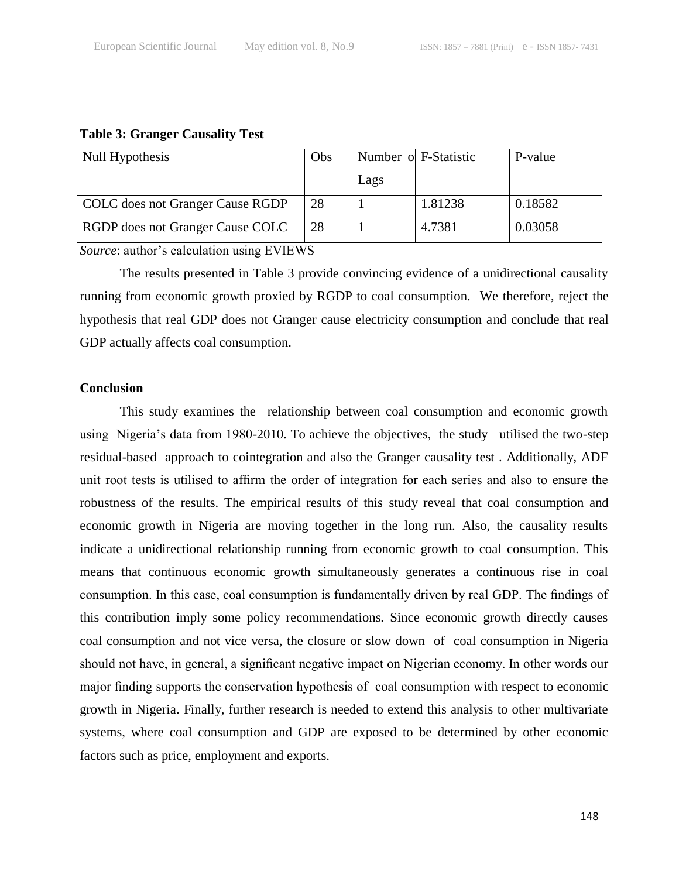**Table 3: Granger Causality Test**

| Null Hypothesis | Obs | Number of Lags | F-Statistic | P-value |
|---|---|---|---|---|
| COLC does not Granger Cause RGDP | 28 | 1 | 1.81238 | 0.18582 |
| RGDP does not Granger Cause COLC | 28 | 1 | 4.7381 | 0.03058 |

*Source*: author's calculation using EVIEWS

The results presented in Table 3 provide convincing evidence of a unidirectional causality running from economic growth proxied by RGDP to coal consumption. We therefore, reject the hypothesis that real GDP does not Granger cause electricity consumption and conclude that real GDP actually affects coal consumption.

**Conclusion**

This study examines the relationship between coal consumption and economic growth using Nigeria's data from 1980-2010. To achieve the objectives, the study utilised the two-step residual-based approach to cointegration and also the Granger causality test . Additionally, ADF unit root tests is utilised to affirm the order of integration for each series and also to ensure the robustness of the results. The empirical results of this study reveal that coal consumption and economic growth in Nigeria are moving together in the long run. Also, the causality results indicate a unidirectional relationship running from economic growth to coal consumption. This means that continuous economic growth simultaneously generates a continuous rise in coal consumption. In this case, coal consumption is fundamentally driven by real GDP. The findings of this contribution imply some policy recommendations. Since economic growth directly causes coal consumption and not vice versa, the closure or slow down of coal consumption in Nigeria should not have, in general, a significant negative impact on Nigerian economy. In other words our major finding supports the conservation hypothesis of coal consumption with respect to economic growth in Nigeria. Finally, further research is needed to extend this analysis to other multivariate systems, where coal consumption and GDP are exposed to be determined by other economic factors such as price, employment and exports.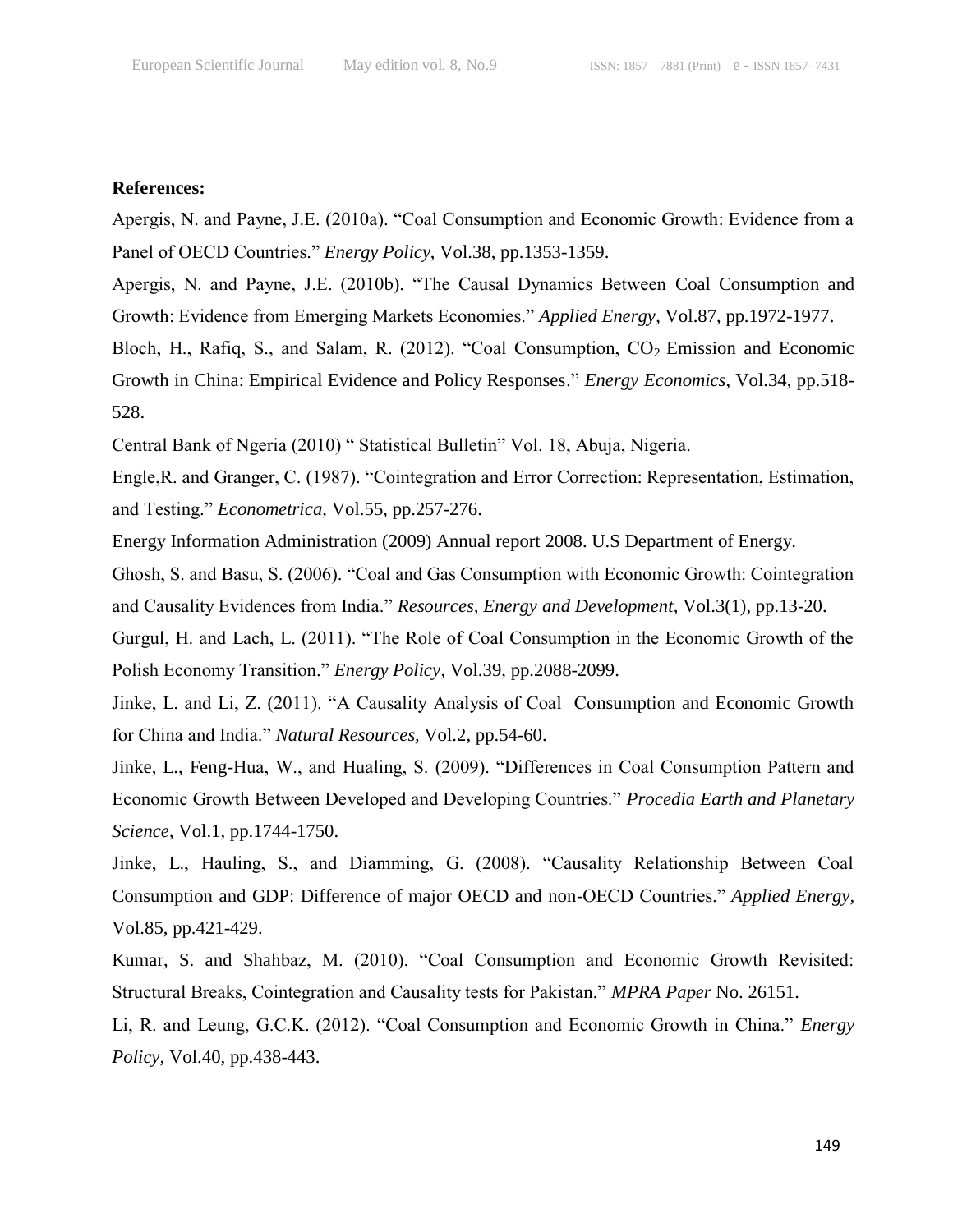**References:**

Apergis, N. and Payne, J.E. (2010a). “Coal Consumption and Economic Growth: Evidence from a Panel of OECD Countries.” *Energy Policy*, Vol.38, pp.1353-1359.

Apergis, N. and Payne, J.E. (2010b). “The Causal Dynamics Between Coal Consumption and Growth: Evidence from Emerging Markets Economies.” *Applied Energy*, Vol.87, pp.1972-1977.

Bloch, H., Rafiq, S., and Salam, R. (2012). “Coal Consumption, $CO_2$ Emission and Economic Growth in China: Empirical Evidence and Policy Responses.” *Energy Economics*, Vol.34, pp.518-528.

Central Bank of Ngeria (2010) “ Statistical Bulletin” Vol. 18, Abuja, Nigeria.

Engle,R. and Granger, C. (1987). “Cointegration and Error Correction: Representation, Estimation, and Testing.” *Econometrica,* Vol.55, pp.257-276.

Energy Information Administration (2009) Annual report 2008. U.S Department of Energy.

Ghosh, S. and Basu, S. (2006). “Coal and Gas Consumption with Economic Growth: Cointegration and Causality Evidences from India.” *Resources, Energy and Development,* Vol.3(1), pp.13-20.

Gurgul, H. and Lach, L. (2011). “The Role of Coal Consumption in the Economic Growth of the Polish Economy Transition.” *Energy Policy*, Vol.39, pp.2088-2099.

Jinke, L. and Li, Z. (2011). “A Causality Analysis of Coal Consumption and Economic Growth for China and India.” *Natural Resources,* Vol.2, pp.54-60.

Jinke, L., Feng-Hua, W., and Hualing, S. (2009). “Differences in Coal Consumption Pattern and Economic Growth Between Developed and Developing Countries.” *Procedia Earth and Planetary Science*, Vol.1, pp.1744-1750.

Jinke, L., Hauling, S., and Diamming, G. (2008). “Causality Relationship Between Coal Consumption and GDP: Difference of major OECD and non-OECD Countries.” *Applied Energy*, Vol.85, pp.421-429.

Kumar, S. and Shahbaz, M. (2010). “Coal Consumption and Economic Growth Revisited: Structural Breaks, Cointegration and Causality tests for Pakistan.” *MPRA Paper* No. 26151.

Li, R. and Leung, G.C.K. (2012). “Coal Consumption and Economic Growth in China.” *Energy Policy*, Vol.40, pp.438-443.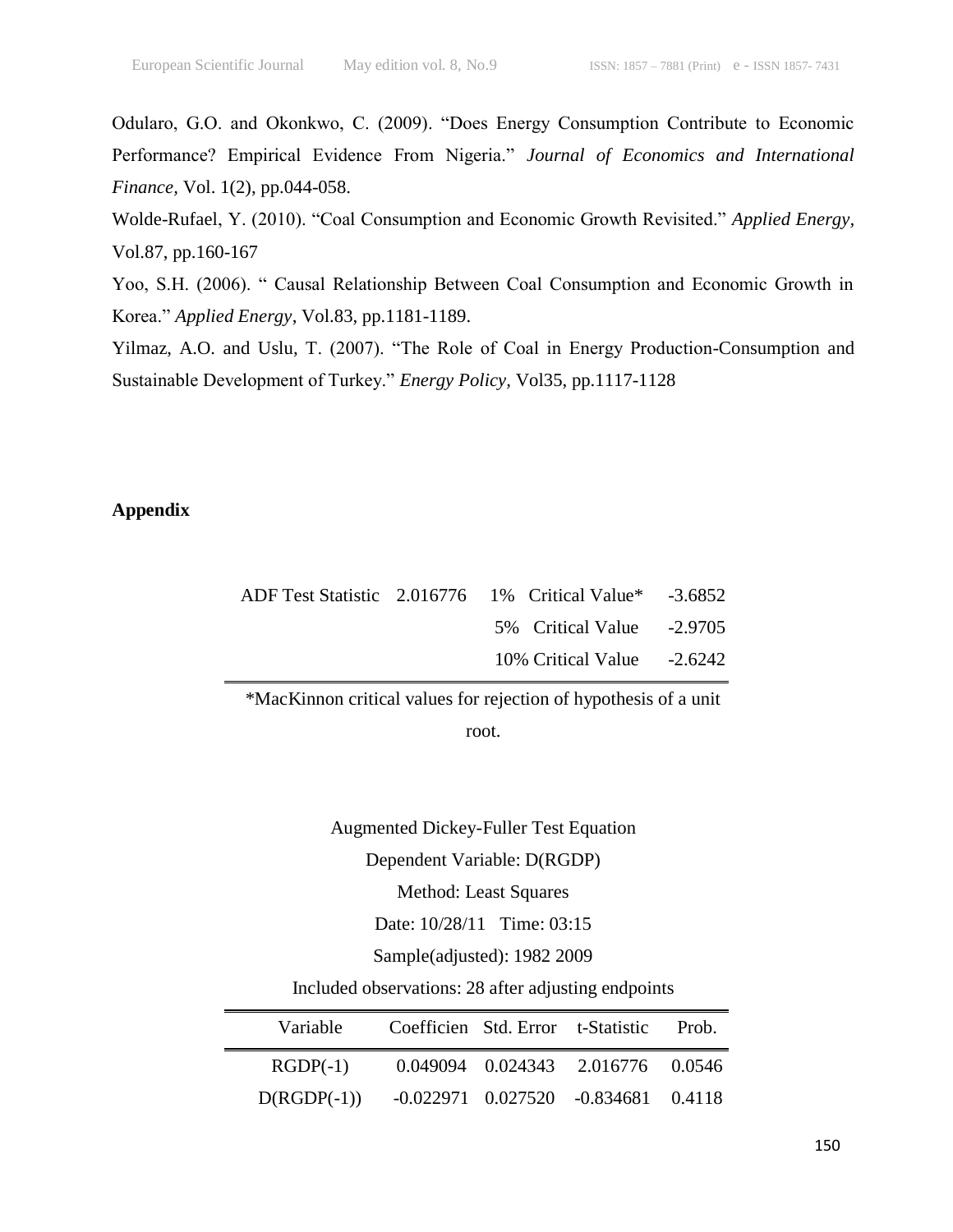Odularo, G.O. and Okonkwo, C. (2009). "Does Energy Consumption Contribute to Economic Performance? Empirical Evidence From Nigeria." *Journal of Economics and International Finance*, Vol. 1(2), pp.044-058.

Wolde-Rufael, Y. (2010). "Coal Consumption and Economic Growth Revisited." *Applied Energy*, Vol.87, pp.160-167

Yoo, S.H. (2006). " Causal Relationship Between Coal Consumption and Economic Growth in Korea." *Applied Energy*, Vol.83, pp.1181-1189.

Yilmaz, A.O. and Uslu, T. (2007). "The Role of Coal in Energy Production-Consumption and Sustainable Development of Turkey." *Energy Policy*, Vol35, pp.1117-1128

## Appendix

| ADF Test Statistic | 2.016776 | 1% Critical Value* | -3.6852 |
|---|---|---|---|
| | | 5% Critical Value | -2.9705 |
| | | 10% Critical Value | -2.6242 |

*MacKinnon critical values for rejection of hypothesis of a unit root.

Augmented Dickey-Fuller Test Equation

Dependent Variable: D(RGDP)

Method: Least Squares

Date: 10/28/11 Time: 03:15

Sample(adjusted): 1982 2009

Included observations: 28 after adjusting endpoints

| Variable | Coefficien | Std. Error | t-Statistic | Prob. |
|---|---|---|---|---|
| RGDP(-1) | 0.049094 | 0.024343 | 2.016776 | 0.0546 |
| D(RGDP(-1)) | -0.022971 | 0.027520 | -0.834681 | 0.4118 |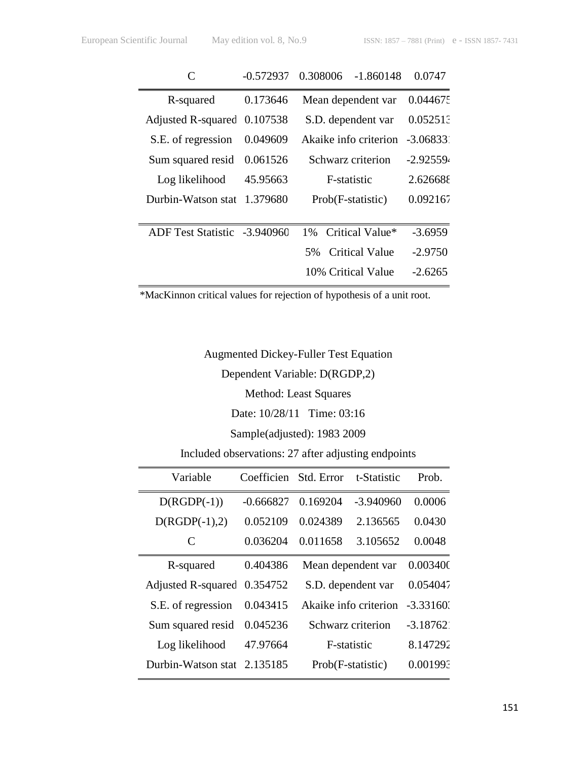| C | -0.572937 | 0.308006 | -1.860148 | 0.0747 |
|---|---|---|---|---|
| R-squared | 0.173646 | Mean dependent var | | 0.044675 |
| Adjusted R-squared | 0.107538 | S.D. dependent var | | 0.052513 |
| S.E. of regression | 0.049609 | Akaike info criterion | | -3.068331 |
| Sum squared resid | 0.061526 | Schwarz criterion | | -2.925594 |
| Log likelihood | 45.95663 | F-statistic | | 2.626688 |
| Durbin-Watson stat | 1.379680 | Prob(F-statistic) | | 0.092167 |

| ADF Test Statistic | -3.940960 | 1% Critical Value* | -3.6959 |
|---|---|---|---|
| | | 5% Critical Value | -2.9750 |
| | | 10% Critical Value | -2.6265 |

*MacKinnon critical values for rejection of hypothesis of a unit root.

Augmented Dickey-Fuller Test Equation

Dependent Variable: D(RGDP,2)

Method: Least Squares

Date: 10/28/11 Time: 03:16

Sample(adjusted): 1983 2009

Included observations: 27 after adjusting endpoints

| Variable | Coefficien | Std. Error | t-Statistic | Prob. |
|---|---|---|---|---|
| D(RGDP(-1)) | -0.666827 | 0.169204 | -3.940960 | 0.0006 |
| D(RGDP(-1),2) | 0.052109 | 0.024389 | 2.136565 | 0.0430 |
| C | 0.036204 | 0.011658 | 3.105652 | 0.0048 |
| R-squared | 0.404386 | Mean dependent var | | 0.003400 |
| Adjusted R-squared | 0.354752 | S.D. dependent var | | 0.054047 |
| S.E. of regression | 0.043415 | Akaike info criterion | | -3.331603 |
| Sum squared resid | 0.045236 | Schwarz criterion | | -3.187621 |
| Log likelihood | 47.97664 | F-statistic | | 8.147292 |
| Durbin-Watson stat | 2.135185 | Prob(F-statistic) | | 0.001993 |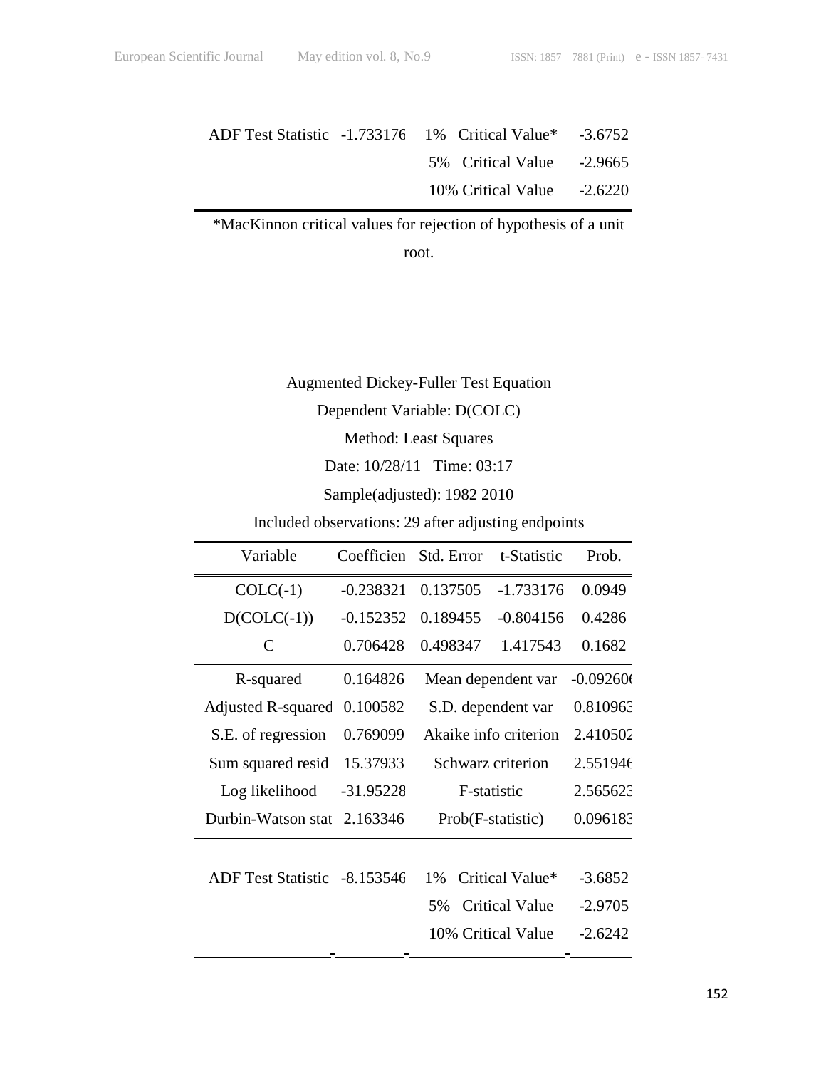| ADF Test Statistic | -1.733176 | 1% Critical Value* | -3.6752 |
|---|---|---|---|
| | | 5% Critical Value | -2.9665 |
| | | 10% Critical Value | -2.6220 |

*MacKinnon critical values for rejection of hypothesis of a unit root.

Augmented Dickey-Fuller Test Equation

Dependent Variable: D(COLC)

Method: Least Squares

Date: 10/28/11 Time: 03:17

Sample(adjusted): 1982 2010

Included observations: 29 after adjusting endpoints

| Variable | Coefficien | Std. Error | t-Statistic | Prob. |
|---|---|---|---|---|
| COLC(-1) | -0.238321 | 0.137505 | -1.733176 | 0.0949 |
| D(COLC(-1)) | -0.152352 | 0.189455 | -0.804156 | 0.4286 |
| C | 0.706428 | 0.498347 | 1.417543 | 0.1682 |

| | | | |
|---|---|---|---|
| R-squared | 0.164826 | Mean dependent var | -0.092606 |
| Adjusted R-squared | 0.100582 | S.D. dependent var | 0.810963 |
| S.E. of regression | 0.769099 | Akaike info criterion | 2.410502 |
| Sum squared resid | 15.37933 | Schwarz criterion | 2.551946 |
| Log likelihood | -31.95228 | F-statistic | 2.565623 |
| Durbin-Watson stat | 2.163346 | Prob(F-statistic) | 0.096183 |

| ADF Test Statistic | -8.153546 | 1% Critical Value* | -3.6852 |
|---|---|---|---|
| | | 5% Critical Value | -2.9705 |
| | | 10% Critical Value | -2.6242 |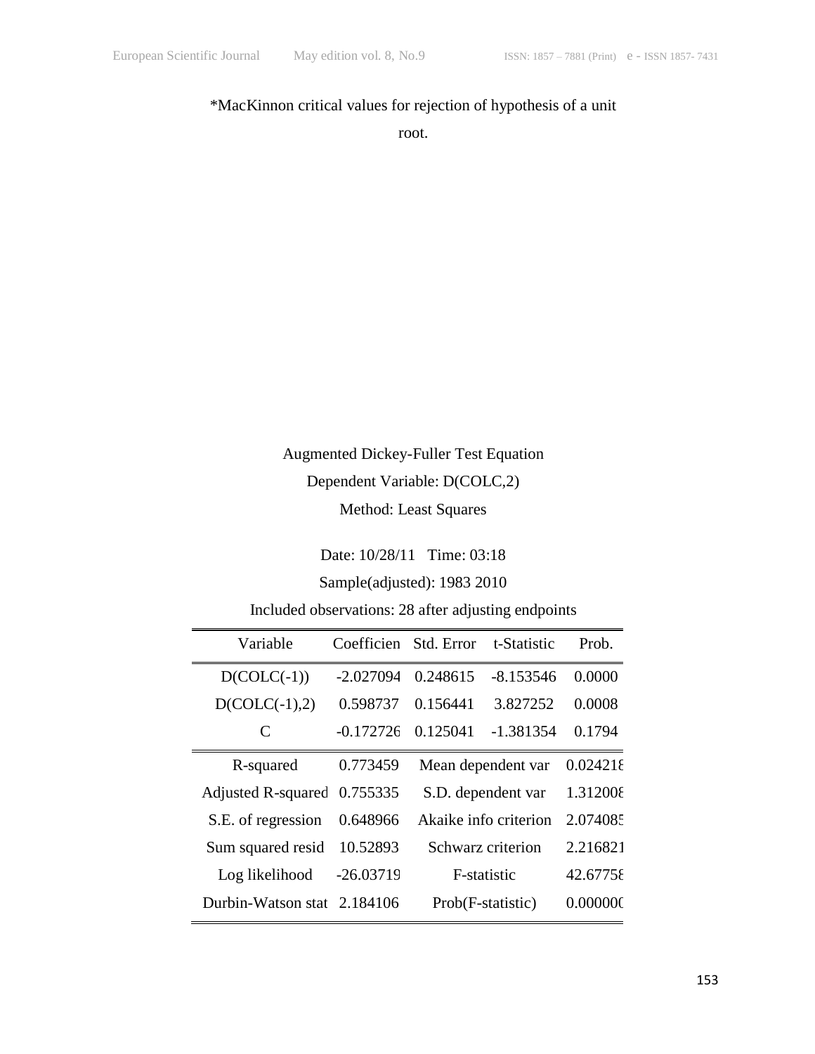*MacKinnon critical values for rejection of hypothesis of a unit root.

Augmented Dickey-Fuller Test Equation

Dependent Variable: D(COLC,2)

Method: Least Squares

Date: 10/28/11 Time: 03:18

Sample(adjusted): 1983 2010

Included observations: 28 after adjusting endpoints

| Variable | Coefficien | Std. Error | t-Statistic | Prob. |
|---|---|---|---|---|
| D(COLC(-1)) | -2.027094 | 0.248615 | -8.153546 | 0.0000 |
| D(COLC(-1),2) | 0.598737 | 0.156441 | 3.827252 | 0.0008 |
| C | -0.172726 | 0.125041 | -1.381354 | 0.1794 |
| R-squared | 0.773459 | Mean dependent var | | 0.024218 |
| Adjusted R-squared | 0.755335 | S.D. dependent var | | 1.312008 |
| S.E. of regression | 0.648966 | Akaike info criterion | | 2.074085 |
| Sum squared resid | 10.52893 | Schwarz criterion | | 2.216821 |
| Log likelihood | -26.03719 | F-statistic | | 42.67758 |
| Durbin-Watson stat | 2.184106 | Prob(F-statistic) | | 0.000000 |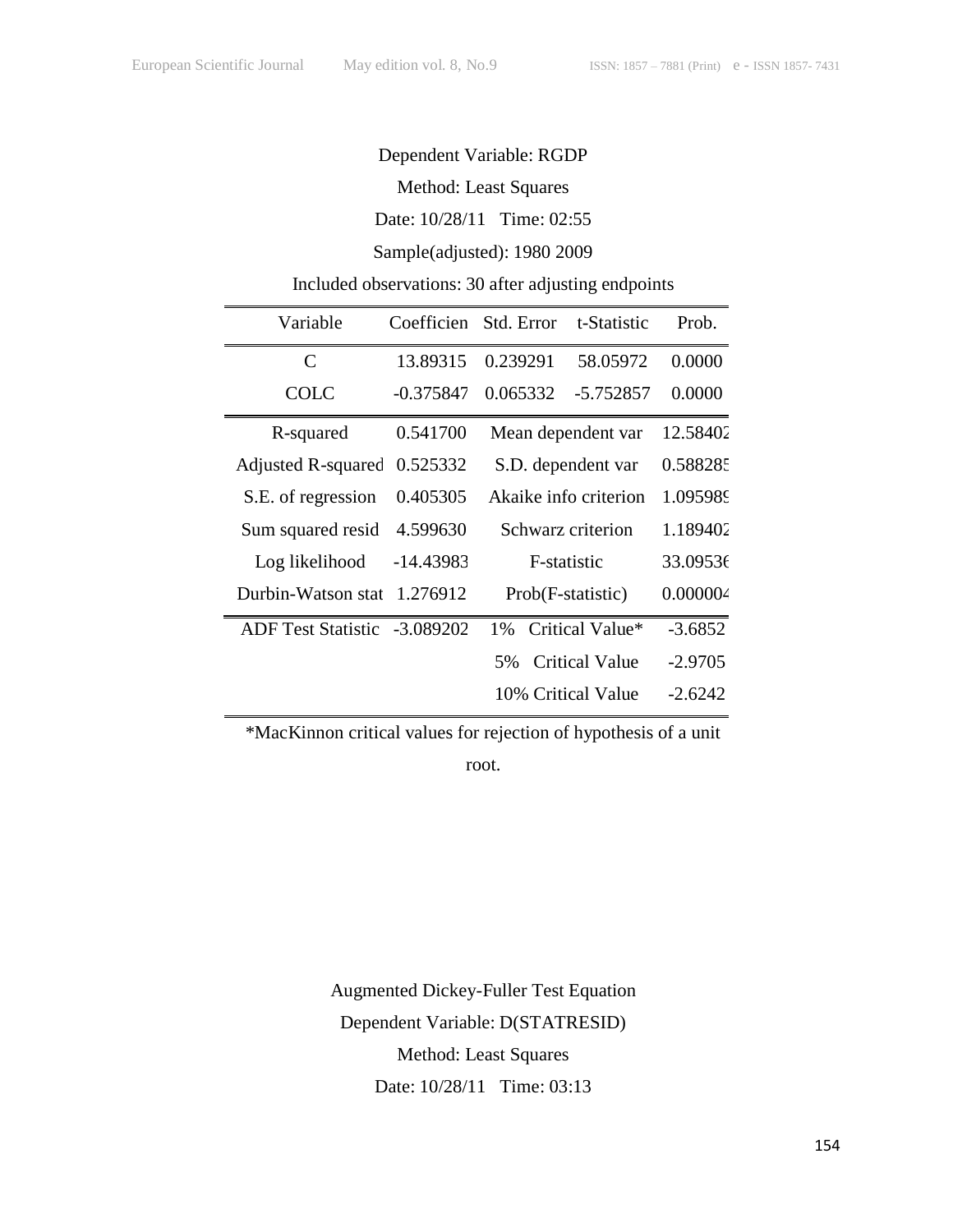Dependent Variable: RGDP

Method: Least Squares

Date: 10/28/11 Time: 02:55

Sample(adjusted): 1980 2009

Included observations: 30 after adjusting endpoints

| Variable | Coefficien | Std. Error | t-Statistic | Prob. |
|---|---|---|---|---|
| C | 13.89315 | 0.239291 | 58.05972 | 0.0000 |
| COLC | -0.375847 | 0.065332 | -5.752857 | 0.0000 |
| R-squared | 0.541700 | Mean dependent var | | 12.58402 |
| Adjusted R-squared | 0.525332 | S.D. dependent var | | 0.588285 |
| S.E. of regression | 0.405305 | Akaike info criterion | | 1.095989 |
| Sum squared resid | 4.599630 | Schwarz criterion | | 1.189402 |
| Log likelihood | -14.43983 | F-statistic | | 33.09536 |
| Durbin-Watson stat | 1.276912 | Prob(F-statistic) | | 0.000004 |
| ADF Test Statistic | -3.089202 | 1% Critical Value* | | -3.6852 |
| | | 5% Critical Value | | -2.9705 |
| | | 10% Critical Value | | -2.6242 |

*MacKinnon critical values for rejection of hypothesis of a unit root.

Augmented Dickey-Fuller Test Equation

Dependent Variable: D(STATRESID)

Method: Least Squares

Date: 10/28/11 Time: 03:13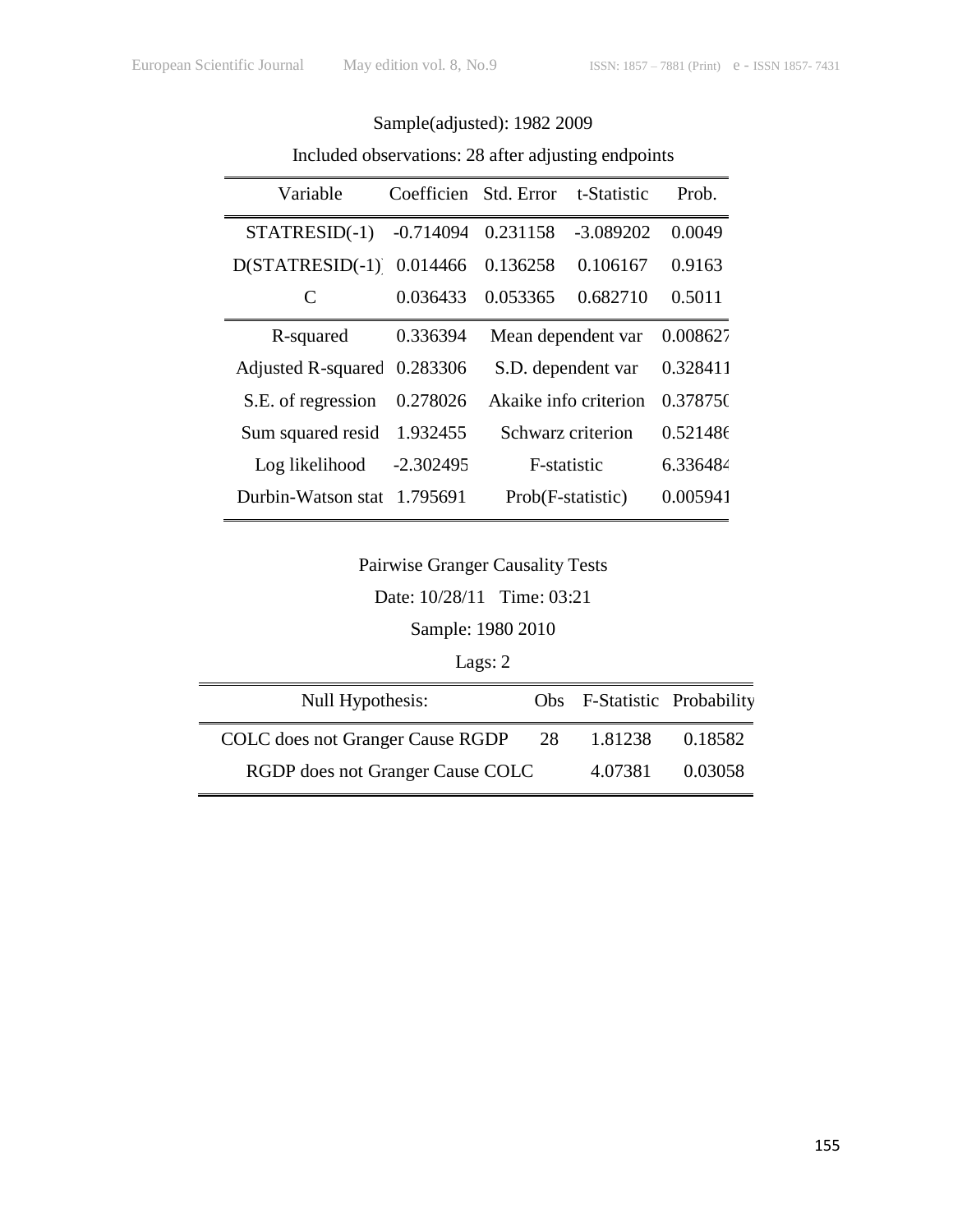Sample(adjusted): 1982 2009

Included observations: 28 after adjusting endpoints

| Variable | Coefficien | Std. Error | t-Statistic | Prob. |
|---|---|---|---|---|
| STATRESID(-1) | -0.714094 | 0.231158 | -3.089202 | 0.0049 |
| D(STATRESID(-1)) | 0.014466 | 0.136258 | 0.106167 | 0.9163 |
| C | 0.036433 | 0.053365 | 0.682710 | 0.5011 |
| R-squared | 0.336394 | Mean dependent var | | 0.008627 |
| Adjusted R-squared | 0.283306 | S.D. dependent var | | 0.328411 |
| S.E. of regression | 0.278026 | Akaike info criterion | | 0.378750 |
| Sum squared resid | 1.932455 | Schwarz criterion | | 0.521486 |
| Log likelihood | -2.302495 | F-statistic | | 6.336484 |
| Durbin-Watson stat | 1.795691 | Prob(F-statistic) | | 0.005941 |

Pairwise Granger Causality Tests

Date: 10/28/11 Time: 03:21

Sample: 1980 2010

Lags: 2

| Null Hypothesis: | Obs | F-Statistic | Probability |
|---|---|---|---|
| COLC does not Granger Cause RGDP | 28 | 1.81238 | 0.18582 |
| RGDP does not Granger Cause COLC | | 4.07381 | 0.03058 |